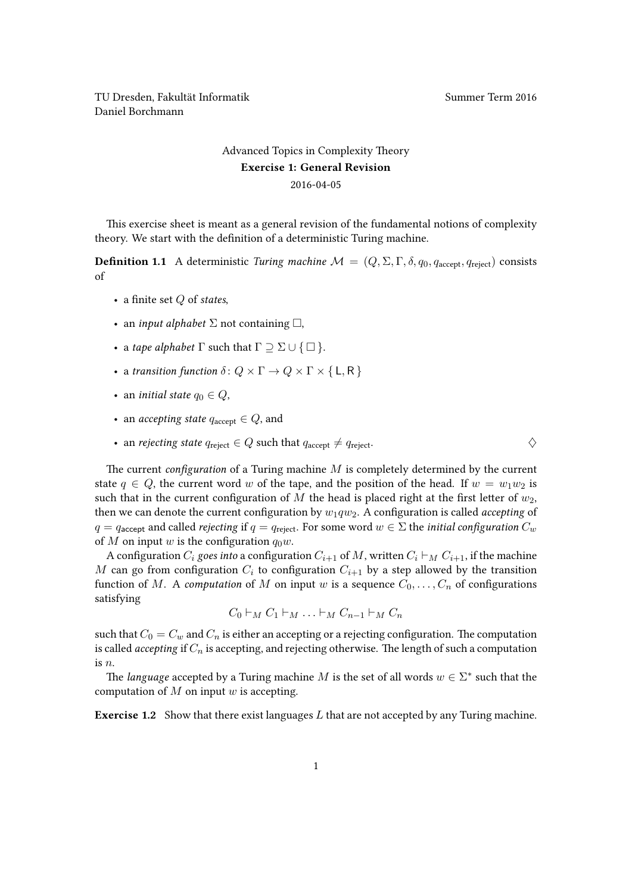TU Dresden, Fakultät Informatik
Daniel Borchmann

Summer Term 2016

Advanced Topics in Complexity Theory

**Exercise 1: General Revision**

2016-04-05

This exercise sheet is meant as a general revision of the fundamental notions of complexity theory. We start with the definition of a deterministic Turing machine.

**Definition 1.1** A deterministic *Turing machine* $\mathcal{M} = (Q, \Sigma, \Gamma, \delta, q_0, q_{\text{accept}}, q_{\text{reject}})$ consists of

- a finite set $Q$ of *states*,
- an *input alphabet* $\Sigma$ not containing $\square$,
- a *tape alphabet* $\Gamma$ such that $\Gamma \supseteq \Sigma \cup \{ \square \}$.
- a *transition function* $\delta \colon Q \times \Gamma \to Q \times \Gamma \times \{ \mathsf{L}, \mathsf{R} \}$
- an *initial state* $q_0 \in Q$,
- an *accepting state* $q_{\text{accept}} \in Q$, and
- an *rejecting state* $q_{\text{reject}} \in Q$ such that $q_{\text{accept}} \neq q_{\text{reject}}$. $\diamondsuit$

The current *configuration* of a Turing machine $M$ is completely determined by the current state $q \in Q$, the current word $w$ of the tape, and the position of the head. If $w = w_1 w_2$ is such that in the current configuration of $M$ the head is placed right at the first letter of $w_2$, then we can denote the current configuration by $w_1 q w_2$. A configuration is called *accepting* of $q = q_{\mathsf{accept}}$ and called *rejecting* if $q = q_{\text{reject}}$. For some word $w \in \Sigma$ the *initial configuration* $C_w$ of $M$ on input $w$ is the configuration $q_0 w$.

A configuration $C_i$ *goes into* a configuration $C_{i+1}$ of $M$, written $C_i \vdash_M C_{i+1}$, if the machine $M$ can go from configuration $C_i$ to configuration $C_{i+1}$ by a step allowed by the transition function of $M$. A *computation* of $M$ on input $w$ is a sequence $C_0, \dots, C_n$ of configurations satisfying

$$C_0 \vdash_M C_1 \vdash_M \dots \vdash_M C_{n-1} \vdash_M C_n$$

such that $C_0 = C_w$ and $C_n$ is either an accepting or a rejecting configuration. The computation is called *accepting* if $C_n$ is accepting, and rejecting otherwise. The length of such a computation is $n$.

The *language* accepted by a Turing machine $M$ is the set of all words $w \in \Sigma^*$ such that the computation of $M$ on input $w$ is accepting.

**Exercise 1.2** Show that there exist languages $L$ that are not accepted by any Turing machine.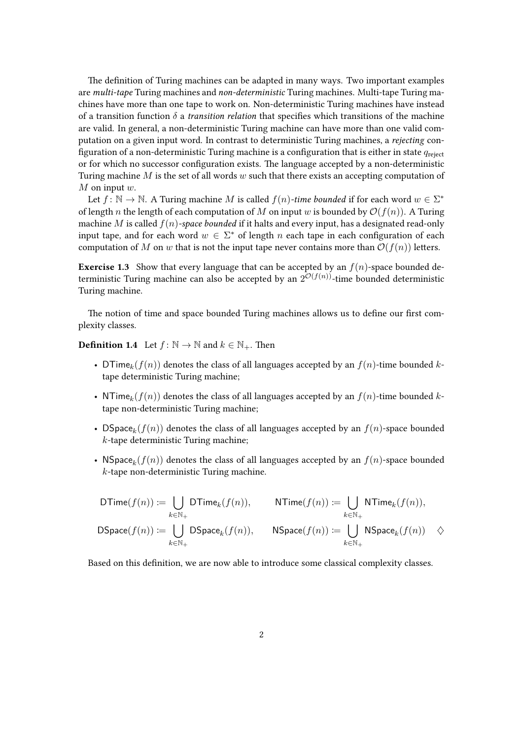The definition of Turing machines can be adapted in many ways. Two important examples are *multi-tape* Turing machines and *non-deterministic* Turing machines. Multi-tape Turing machines have more than one tape to work on. Non-deterministic Turing machines have instead of a transition function $\delta$ a *transition relation* that specifies which transitions of the machine are valid. In general, a non-deterministic Turing machine can have more than one valid computation on a given input word. In contrast to deterministic Turing machines, a *rejecting* configuration of a non-deterministic Turing machine is a configuration that is either in state $q_{\text{reject}}$ or for which no successor configuration exists. The language accepted by a non-deterministic Turing machine $M$ is the set of all words $w$ such that there exists an accepting computation of $M$ on input $w$.

Let $f\colon \mathbb{N} \to \mathbb{N}$. A Turing machine $M$ is called *$f(n)$-time bounded* if for each word $w \in \Sigma^*$ of length $n$ the length of each computation of $M$ on input $w$ is bounded by $\mathcal{O}(f(n))$. A Turing machine $M$ is called *$f(n)$-space bounded* if it halts and every input, has a designated read-only input tape, and for each word $w \in \Sigma^*$ of length $n$ each tape in each configuration of each computation of $M$ on $w$ that is not the input tape never contains more than $\mathcal{O}(f(n))$ letters.

**Exercise 1.3** Show that every language that can be accepted by an $f(n)$-space bounded deterministic Turing machine can also be accepted by an $2^{\mathcal{O}(f(n))}$-time bounded deterministic Turing machine.

The notion of time and space bounded Turing machines allows us to define our first complexity classes.

**Definition 1.4** Let $f\colon \mathbb{N} \to \mathbb{N}$ and $k \in \mathbb{N}_+$. Then

- $\mathsf{DTime}_k(f(n))$ denotes the class of all languages accepted by an $f(n)$-time bounded $k$-tape deterministic Turing machine;
- $\mathsf{NTime}_k(f(n))$ denotes the class of all languages accepted by an $f(n)$-time bounded $k$-tape non-deterministic Turing machine;
- $\mathsf{DSpace}_k(f(n))$ denotes the class of all languages accepted by an $f(n)$-space bounded $k$-tape deterministic Turing machine;
- $\mathsf{NSpace}_k(f(n))$ denotes the class of all languages accepted by an $f(n)$-space bounded $k$-tape non-deterministic Turing machine.

$$\mathsf{DTime}(f(n)) := \bigcup_{k \in \mathbb{N}_+} \mathsf{DTime}_k(f(n)), \qquad \mathsf{NTime}(f(n)) := \bigcup_{k \in \mathbb{N}_+} \mathsf{NTime}_k(f(n)),$$

$$\mathsf{DSpace}(f(n)) := \bigcup_{k \in \mathbb{N}_+} \mathsf{DSpace}_k(f(n)), \qquad \mathsf{NSpace}(f(n)) := \bigcup_{k \in \mathbb{N}_+} \mathsf{NSpace}_k(f(n)) \quad \diamondsuit$$

Based on this definition, we are now able to introduce some classical complexity classes.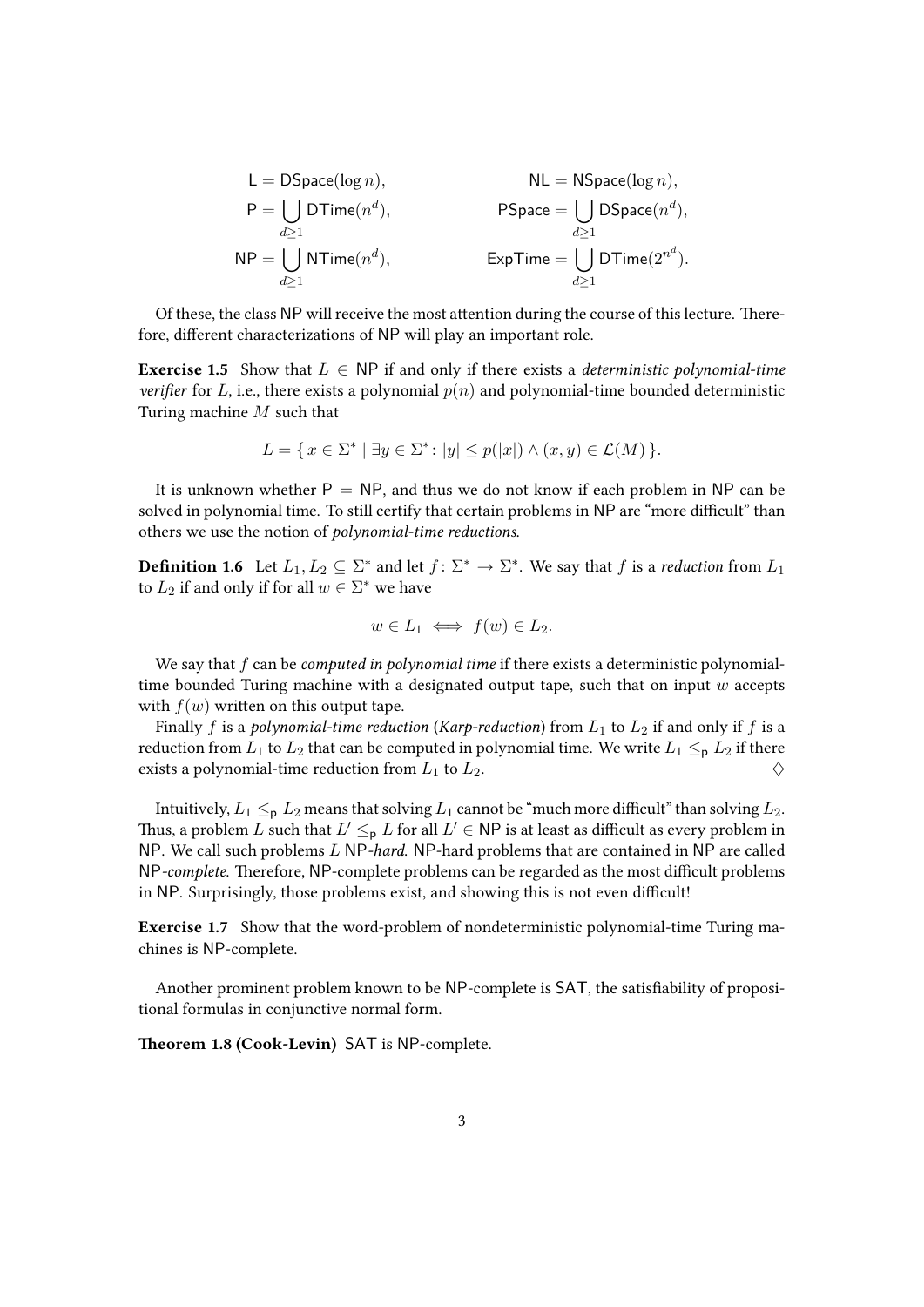$$
\begin{aligned}
\mathsf{L} &= \mathsf{DSpace}(\log n), & \mathsf{NL} &= \mathsf{NSpace}(\log n),\\
\mathsf{P} &= \bigcup_{d\geq 1} \mathsf{DTime}(n^d), & \mathsf{PSpace} &= \bigcup_{d\geq 1} \mathsf{DSpace}(n^d),\\
\mathsf{NP} &= \bigcup_{d\geq 1} \mathsf{NTime}(n^d), & \mathsf{ExpTime} &= \bigcup_{d\geq 1} \mathsf{DTime}(2^{n^d}).
\end{aligned}
$$

Of these, the class NP will receive the most attention during the course of this lecture. Therefore, different characterizations of NP will play an important role.

**Exercise 1.5** Show that $L \in \mathsf{NP}$ if and only if there exists a *deterministic polynomial-time verifier* for $L$, i.e., there exists a polynomial $p(n)$ and polynomial-time bounded deterministic Turing machine $M$ such that

$$L = \{\, x \in \Sigma^* \mid \exists y \in \Sigma^* \colon |y| \leq p(|x|) \wedge (x, y) \in \mathcal{L}(M) \,\}.$$

It is unknown whether $\mathsf{P} = \mathsf{NP}$, and thus we do not know if each problem in NP can be solved in polynomial time. To still certify that certain problems in NP are "more difficult" than others we use the notion of *polynomial-time reductions*.

**Definition 1.6** Let $L_1, L_2 \subseteq \Sigma^*$ and let $f\colon \Sigma^* \to \Sigma^*$. We say that $f$ is a *reduction* from $L_1$ to $L_2$ if and only if for all $w \in \Sigma^*$ we have

$$w \in L_1 \iff f(w) \in L_2.$$

We say that $f$ can be *computed in polynomial time* if there exists a deterministic polynomial-time bounded Turing machine with a designated output tape, such that on input $w$ accepts with $f(w)$ written on this output tape.

Finally $f$ is a *polynomial-time reduction* (*Karp-reduction*) from $L_1$ to $L_2$ if and only if $f$ is a reduction from $L_1$ to $L_2$ that can be computed in polynomial time. We write $L_1 \leq_{\mathsf{p}} L_2$ if there exists a polynomial-time reduction from $L_1$ to $L_2$. ♢

Intuitively, $L_1 \leq_{\mathsf{p}} L_2$ means that solving $L_1$ cannot be "much more difficult" than solving $L_2$. Thus, a problem $L$ such that $L' \leq_{\mathsf{p}} L$ for all $L' \in \mathsf{NP}$ is at least as difficult as every problem in NP. We call such problems $L$ NP-*hard*. NP-hard problems that are contained in NP are called NP-*complete*. Therefore, NP-complete problems can be regarded as the most difficult problems in NP. Surprisingly, those problems exist, and showing this is not even difficult!

**Exercise 1.7** Show that the word-problem of nondeterministic polynomial-time Turing machines is NP-complete.

Another prominent problem known to be NP-complete is SAT, the satisfiability of propositional formulas in conjunctive normal form.

**Theorem 1.8 (Cook-Levin)** SAT is NP-complete.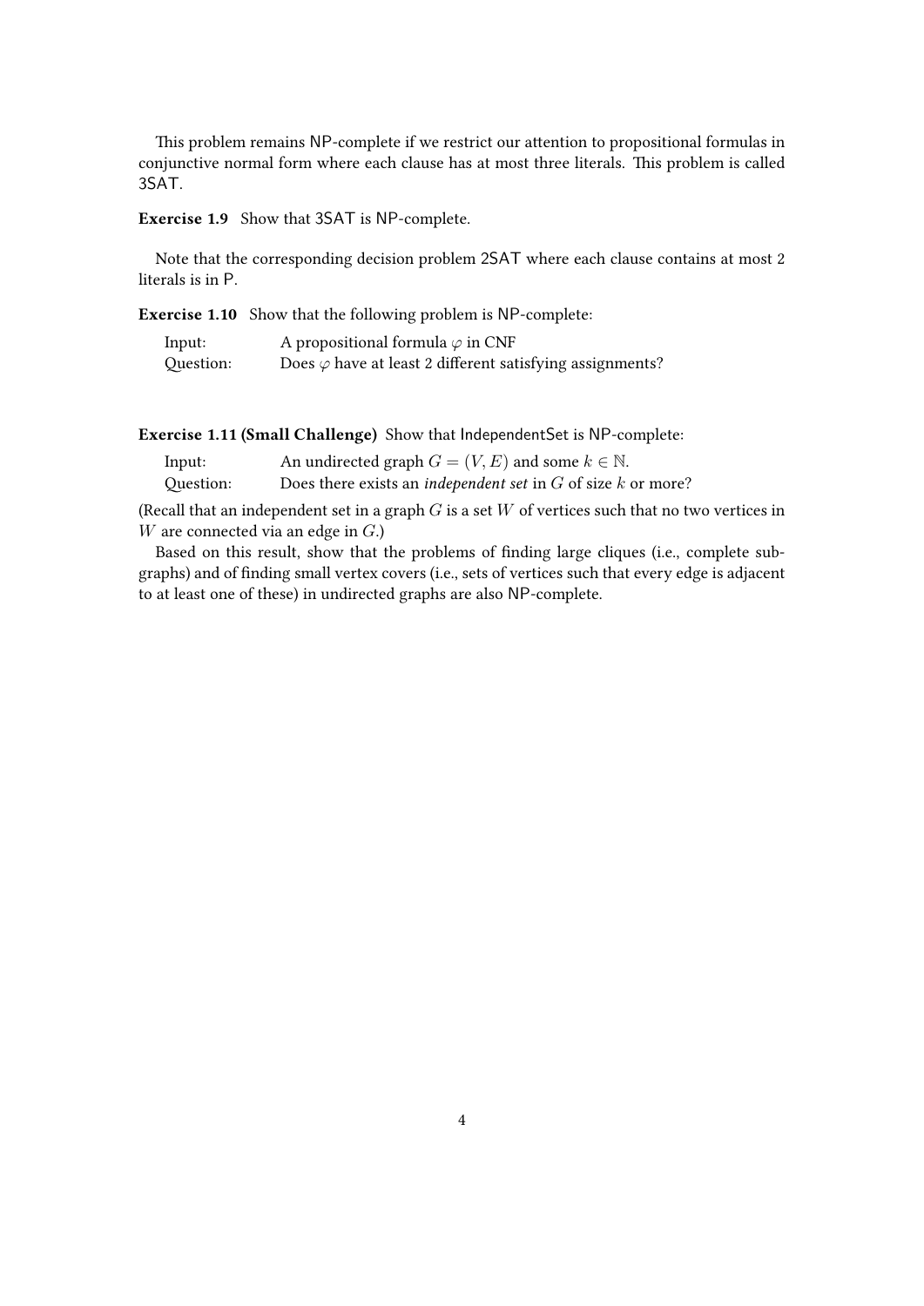This problem remains NP-complete if we restrict our attention to propositional formulas in conjunctive normal form where each clause has at most three literals. This problem is called 3SAT.

**Exercise 1.9** Show that 3SAT is NP-complete.

Note that the corresponding decision problem 2SAT where each clause contains at most 2 literals is in P.

**Exercise 1.10** Show that the following problem is NP-complete:

| | |
|---|---|
| Input: | A propositional formula $\varphi$ in CNF |
| Question: | Does $\varphi$ have at least 2 different satisfying assignments? |

**Exercise 1.11 (Small Challenge)** Show that IndependentSet is NP-complete:

| | |
|---|---|
| Input: | An undirected graph $G = (V, E)$ and some $k \in \mathbb{N}$. |
| Question: | Does there exists an *independent set* in $G$ of size $k$ or more? |

(Recall that an independent set in a graph $G$ is a set $W$ of vertices such that no two vertices in $W$ are connected via an edge in $G$.)

Based on this result, show that the problems of finding large cliques (i.e., complete subgraphs) and of finding small vertex covers (i.e., sets of vertices such that every edge is adjacent to at least one of these) in undirected graphs are also NP-complete.